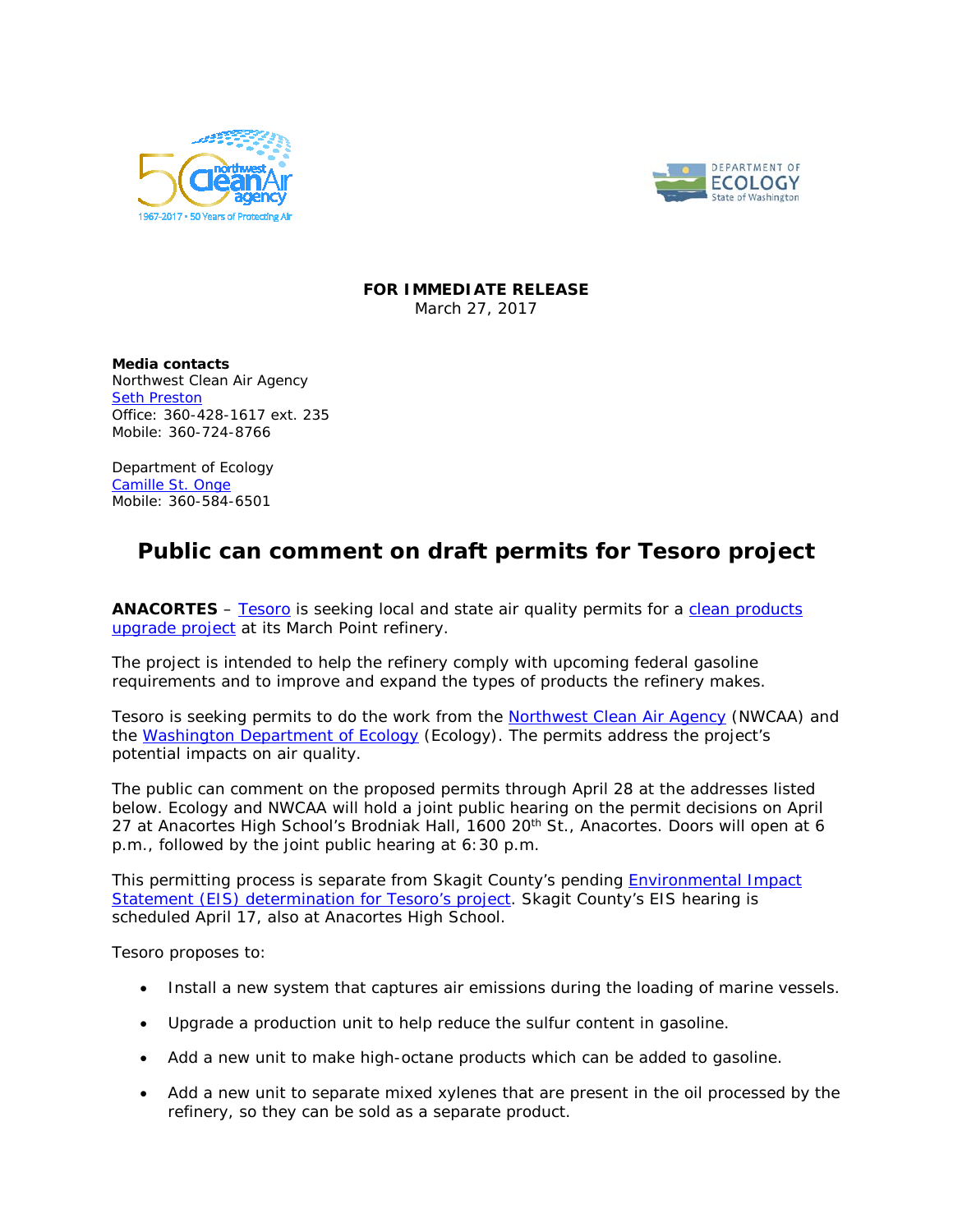**FOR IMMEDIATE RELEASE**
March 27, 2017

**Media contacts**
Northwest Clean Air Agency
Seth Preston
Office: 360-428-1617 ext. 235
Mobile: 360-724-8766

Department of Ecology
Camille St. Onge
Mobile: 360-584-6501

# Public can comment on draft permits for Tesoro project

**ANACORTES** – Tesoro is seeking local and state air quality permits for a clean products upgrade project at its March Point refinery.

The project is intended to help the refinery comply with upcoming federal gasoline requirements and to improve and expand the types of products the refinery makes.

Tesoro is seeking permits to do the work from the Northwest Clean Air Agency (NWCAA) and the Washington Department of Ecology (Ecology). The permits address the project's potential impacts on air quality.

The public can comment on the proposed permits through April 28 at the addresses listed below. Ecology and NWCAA will hold a joint public hearing on the permit decisions on April 27 at Anacortes High School's Brodniak Hall, 1600 20th St., Anacortes. Doors will open at 6 p.m., followed by the joint public hearing at 6:30 p.m.

This permitting process is separate from Skagit County's pending Environmental Impact Statement (EIS) determination for Tesoro's project. Skagit County's EIS hearing is scheduled April 17, also at Anacortes High School.

Tesoro proposes to:

- Install a new system that captures air emissions during the loading of marine vessels.
- Upgrade a production unit to help reduce the sulfur content in gasoline.
- Add a new unit to make high-octane products which can be added to gasoline.
- Add a new unit to separate mixed xylenes that are present in the oil processed by the refinery, so they can be sold as a separate product.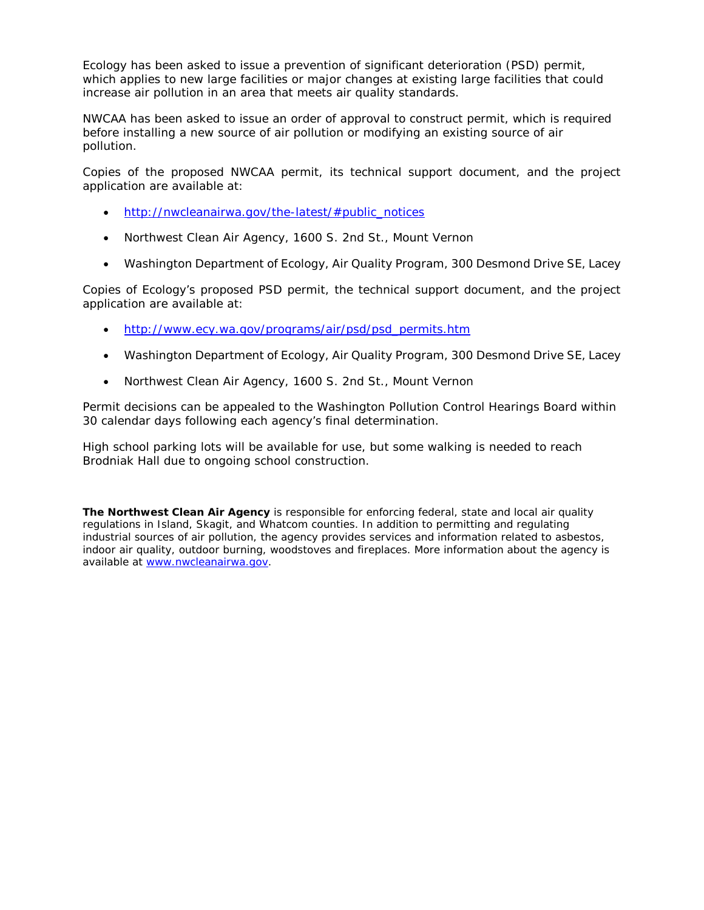Ecology has been asked to issue a prevention of significant deterioration (PSD) permit, which applies to new large facilities or major changes at existing large facilities that could increase air pollution in an area that meets air quality standards.

NWCAA has been asked to issue an order of approval to construct permit, which is required before installing a new source of air pollution or modifying an existing source of air pollution.

Copies of the proposed NWCAA permit, its technical support document, and the project application are available at:

- http://nwcleanairwa.gov/the-latest/#public_notices
- Northwest Clean Air Agency, 1600 S. 2nd St., Mount Vernon
- Washington Department of Ecology, Air Quality Program, 300 Desmond Drive SE, Lacey

Copies of Ecology's proposed PSD permit, the technical support document, and the project application are available at:

- http://www.ecy.wa.gov/programs/air/psd/psd_permits.htm
- Washington Department of Ecology, Air Quality Program, 300 Desmond Drive SE, Lacey
- Northwest Clean Air Agency, 1600 S. 2nd St., Mount Vernon

Permit decisions can be appealed to the Washington Pollution Control Hearings Board within 30 calendar days following each agency's final determination.

High school parking lots will be available for use, but some walking is needed to reach Brodniak Hall due to ongoing school construction.

**The Northwest Clean Air Agency** is responsible for enforcing federal, state and local air quality regulations in Island, Skagit, and Whatcom counties. In addition to permitting and regulating industrial sources of air pollution, the agency provides services and information related to asbestos, indoor air quality, outdoor burning, woodstoves and fireplaces. More information about the agency is available at www.nwcleanairwa.gov.